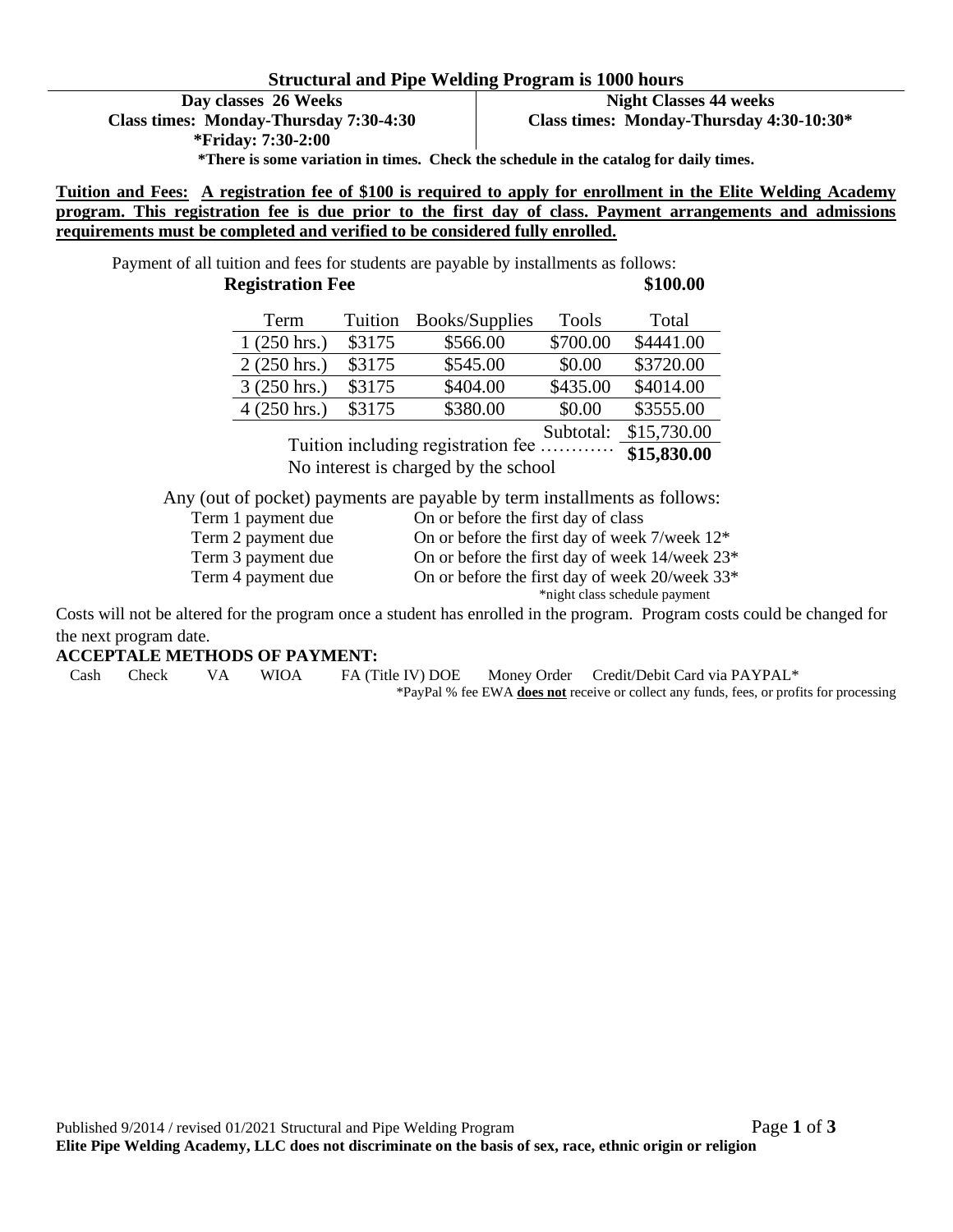# Structural and Pipe Welding Program is 1000 hours

| Day classes 26 Weeks | Night Classes 44 weeks |
|---|---|
| Class times: Monday-Thursday 7:30-4:30 | Class times: Monday-Thursday 4:30-10:30* |
| *Friday: 7:30-2:00 | |

***There is some variation in times. Check the schedule in the catalog for daily times.**

**Tuition and Fees: A registration fee of $100 is required to apply for enrollment in the Elite Welding Academy program. This registration fee is due prior to the first day of class. Payment arrangements and admissions requirements must be completed and verified to be considered fully enrolled.**

Payment of all tuition and fees for students are payable by installments as follows:

**Registration Fee** **$100.00**

| Term | Tuition | Books/Supplies | Tools | Total |
|---|---|---|---|---|
| 1 (250 hrs.) | $3175 | $566.00 | $700.00 | $4441.00 |
| 2 (250 hrs.) | $3175 | $545.00 | $0.00 | $3720.00 |
| 3 (250 hrs.) | $3175 | $404.00 | $435.00 | $4014.00 |
| 4 (250 hrs.) | $3175 | $380.00 | $0.00 | $3555.00 |
| | | | Subtotal: | $15,730.00 |
| Tuition including registration fee ………… | | | | **$15,830.00** |

No interest is charged by the school

Any (out of pocket) payments are payable by term installments as follows:

| | |
|---|---|
| Term 1 payment due | On or before the first day of class |
| Term 2 payment due | On or before the first day of week 7/week 12* |
| Term 3 payment due | On or before the first day of week 14/week 23* |
| Term 4 payment due | On or before the first day of week 20/week 33* |

*night class schedule payment

Costs will not be altered for the program once a student has enrolled in the program. Program costs could be changed for the next program date.

**ACCEPTALE METHODS OF PAYMENT:**

Cash  Check  VA  WIOA  FA (Title IV) DOE  Money Order  Credit/Debit Card via PAYPAL*

*PayPal % fee EWA **does not** receive or collect any funds, fees, or profits for processing

Published 9/2014 / revised 01/2021 Structural and Pipe Welding Program

**Elite Pipe Welding Academy, LLC does not discriminate on the basis of sex, race, ethnic origin or religion**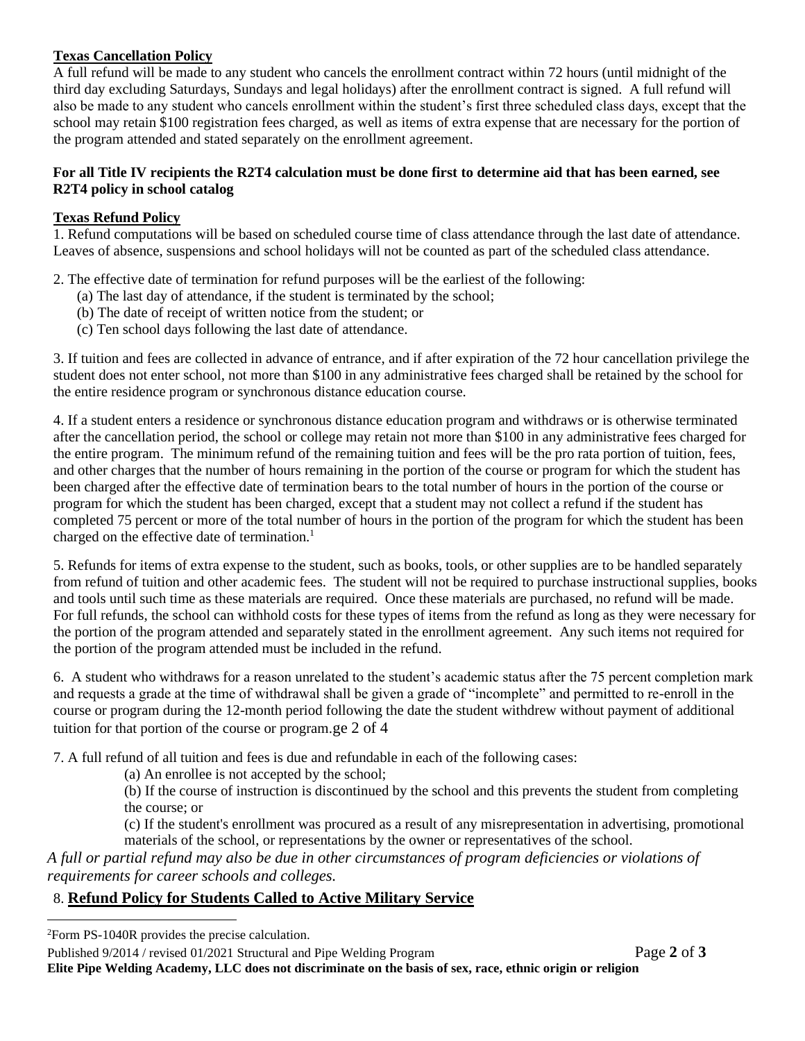**Texas Cancellation Policy**

A full refund will be made to any student who cancels the enrollment contract within 72 hours (until midnight of the third day excluding Saturdays, Sundays and legal holidays) after the enrollment contract is signed. A full refund will also be made to any student who cancels enrollment within the student's first three scheduled class days, except that the school may retain $100 registration fees charged, as well as items of extra expense that are necessary for the portion of the program attended and stated separately on the enrollment agreement.

**For all Title IV recipients the R2T4 calculation must be done first to determine aid that has been earned, see R2T4 policy in school catalog**

**Texas Refund Policy**

1. Refund computations will be based on scheduled course time of class attendance through the last date of attendance. Leaves of absence, suspensions and school holidays will not be counted as part of the scheduled class attendance.

2. The effective date of termination for refund purposes will be the earliest of the following:
   - (a) The last day of attendance, if the student is terminated by the school;
   - (b) The date of receipt of written notice from the student; or
   - (c) Ten school days following the last date of attendance.

3. If tuition and fees are collected in advance of entrance, and if after expiration of the 72 hour cancellation privilege the student does not enter school, not more than $100 in any administrative fees charged shall be retained by the school for the entire residence program or synchronous distance education course.

4. If a student enters a residence or synchronous distance education program and withdraws or is otherwise terminated after the cancellation period, the school or college may retain not more than $100 in any administrative fees charged for the entire program. The minimum refund of the remaining tuition and fees will be the pro rata portion of tuition, fees, and other charges that the number of hours remaining in the portion of the course or program for which the student has been charged after the effective date of termination bears to the total number of hours in the portion of the course or program for which the student has been charged, except that a student may not collect a refund if the student has completed 75 percent or more of the total number of hours in the portion of the program for which the student has been charged on the effective date of termination.[1]

5. Refunds for items of extra expense to the student, such as books, tools, or other supplies are to be handled separately from refund of tuition and other academic fees. The student will not be required to purchase instructional supplies, books and tools until such time as these materials are required. Once these materials are purchased, no refund will be made. For full refunds, the school can withhold costs for these types of items from the refund as long as they were necessary for the portion of the program attended and separately stated in the enrollment agreement. Any such items not required for the portion of the program attended must be included in the refund.

6. A student who withdraws for a reason unrelated to the student's academic status after the 75 percent completion mark and requests a grade at the time of withdrawal shall be given a grade of "incomplete" and permitted to re-enroll in the course or program during the 12-month period following the date the student withdrew without payment of additional tuition for that portion of the course or program.ge 2 of 4

7. A full refund of all tuition and fees is due and refundable in each of the following cases:
   - (a) An enrollee is not accepted by the school;
   - (b) If the course of instruction is discontinued by the school and this prevents the student from completing the course; or
   - (c) If the student's enrollment was procured as a result of any misrepresentation in advertising, promotional materials of the school, or representations by the owner or representatives of the school.

*A full or partial refund may also be due in other circumstances of program deficiencies or violations of requirements for career schools and colleges.*

8. **Refund Policy for Students Called to Active Military Service**

[2]Form PS-1040R provides the precise calculation.

Published 9/2014 / revised 01/2021 Structural and Pipe Welding Program

**Elite Pipe Welding Academy, LLC does not discriminate on the basis of sex, race, ethnic origin or religion**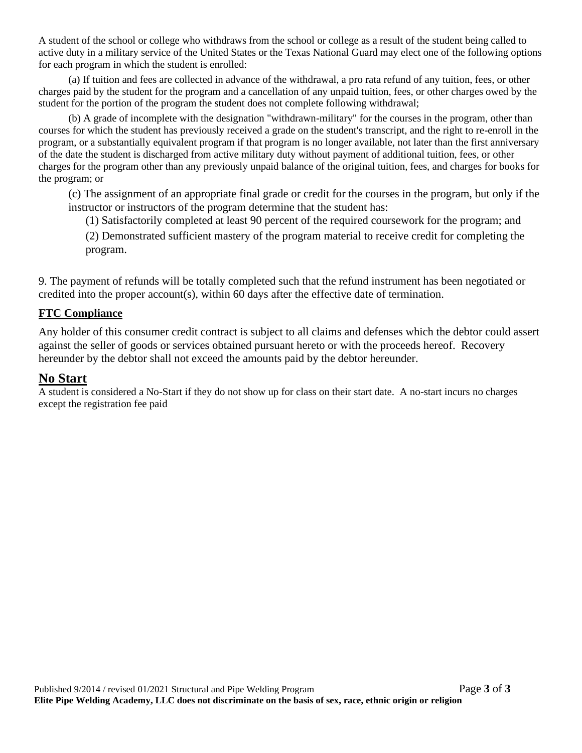A student of the school or college who withdraws from the school or college as a result of the student being called to active duty in a military service of the United States or the Texas National Guard may elect one of the following options for each program in which the student is enrolled:

(a) If tuition and fees are collected in advance of the withdrawal, a pro rata refund of any tuition, fees, or other charges paid by the student for the program and a cancellation of any unpaid tuition, fees, or other charges owed by the student for the portion of the program the student does not complete following withdrawal;

(b) A grade of incomplete with the designation "withdrawn-military" for the courses in the program, other than courses for which the student has previously received a grade on the student's transcript, and the right to re-enroll in the program, or a substantially equivalent program if that program is no longer available, not later than the first anniversary of the date the student is discharged from active military duty without payment of additional tuition, fees, or other charges for the program other than any previously unpaid balance of the original tuition, fees, and charges for books for the program; or

(c) The assignment of an appropriate final grade or credit for the courses in the program, but only if the instructor or instructors of the program determine that the student has:

(1) Satisfactorily completed at least 90 percent of the required coursework for the program; and

(2) Demonstrated sufficient mastery of the program material to receive credit for completing the program.

9. The payment of refunds will be totally completed such that the refund instrument has been negotiated or credited into the proper account(s), within 60 days after the effective date of termination.

**FTC Compliance**

Any holder of this consumer credit contract is subject to all claims and defenses which the debtor could assert against the seller of goods or services obtained pursuant hereto or with the proceeds hereof. Recovery hereunder by the debtor shall not exceed the amounts paid by the debtor hereunder.

## No Start

A student is considered a No-Start if they do not show up for class on their start date. A no-start incurs no charges except the registration fee paid

Published 9/2014 / revised 01/2021 Structural and Pipe Welding Program

**Elite Pipe Welding Academy, LLC does not discriminate on the basis of sex, race, ethnic origin or religion**